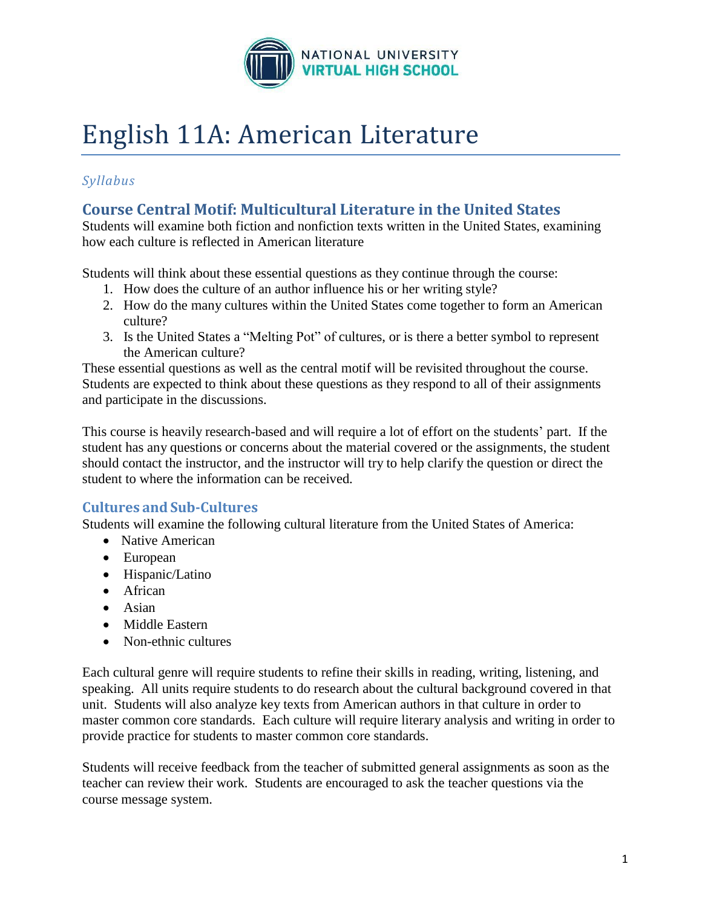NATIONAL UNIVERSITY
VIRTUAL HIGH SCHOOL

# English 11A: American Literature

*Syllabus*

## Course Central Motif: Multicultural Literature in the United States

Students will examine both fiction and nonfiction texts written in the United States, examining how each culture is reflected in American literature

Students will think about these essential questions as they continue through the course:

1. How does the culture of an author influence his or her writing style?
2. How do the many cultures within the United States come together to form an American culture?
3. Is the United States a "Melting Pot" of cultures, or is there a better symbol to represent the American culture?

These essential questions as well as the central motif will be revisited throughout the course. Students are expected to think about these questions as they respond to all of their assignments and participate in the discussions.

This course is heavily research-based and will require a lot of effort on the students' part. If the student has any questions or concerns about the material covered or the assignments, the student should contact the instructor, and the instructor will try to help clarify the question or direct the student to where the information can be received.

### Cultures and Sub-Cultures

Students will examine the following cultural literature from the United States of America:

- Native American
- European
- Hispanic/Latino
- African
- Asian
- Middle Eastern
- Non-ethnic cultures

Each cultural genre will require students to refine their skills in reading, writing, listening, and speaking. All units require students to do research about the cultural background covered in that unit. Students will also analyze key texts from American authors in that culture in order to master common core standards. Each culture will require literary analysis and writing in order to provide practice for students to master common core standards.

Students will receive feedback from the teacher of submitted general assignments as soon as the teacher can review their work. Students are encouraged to ask the teacher questions via the course message system.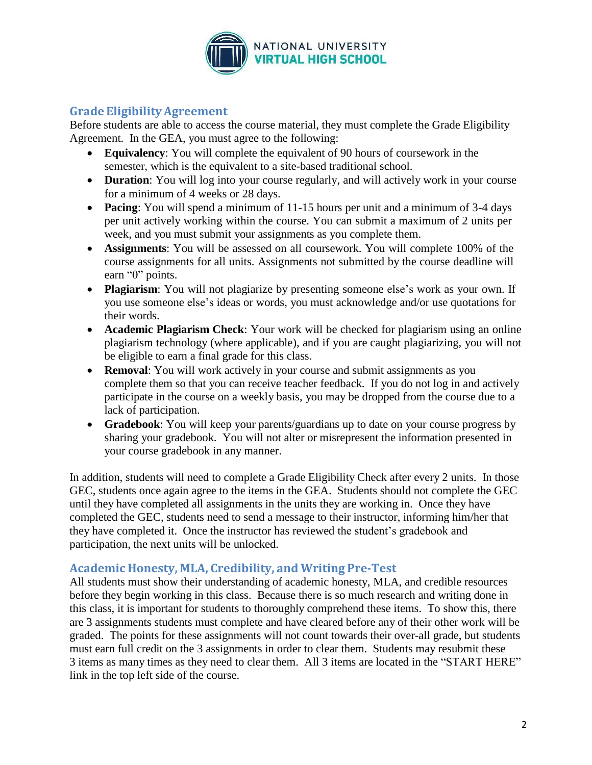## Grade Eligibility Agreement

Before students are able to access the course material, they must complete the Grade Eligibility Agreement. In the GEA, you must agree to the following:

- **Equivalency**: You will complete the equivalent of 90 hours of coursework in the semester, which is the equivalent to a site-based traditional school.
- **Duration**: You will log into your course regularly, and will actively work in your course for a minimum of 4 weeks or 28 days.
- **Pacing**: You will spend a minimum of 11-15 hours per unit and a minimum of 3-4 days per unit actively working within the course. You can submit a maximum of 2 units per week, and you must submit your assignments as you complete them.
- **Assignments**: You will be assessed on all coursework. You will complete 100% of the course assignments for all units. Assignments not submitted by the course deadline will earn "0" points.
- **Plagiarism**: You will not plagiarize by presenting someone else's work as your own. If you use someone else's ideas or words, you must acknowledge and/or use quotations for their words.
- **Academic Plagiarism Check**: Your work will be checked for plagiarism using an online plagiarism technology (where applicable), and if you are caught plagiarizing, you will not be eligible to earn a final grade for this class.
- **Removal**: You will work actively in your course and submit assignments as you complete them so that you can receive teacher feedback. If you do not log in and actively participate in the course on a weekly basis, you may be dropped from the course due to a lack of participation.
- **Gradebook**: You will keep your parents/guardians up to date on your course progress by sharing your gradebook. You will not alter or misrepresent the information presented in your course gradebook in any manner.

In addition, students will need to complete a Grade Eligibility Check after every 2 units. In those GEC, students once again agree to the items in the GEA. Students should not complete the GEC until they have completed all assignments in the units they are working in. Once they have completed the GEC, students need to send a message to their instructor, informing him/her that they have completed it. Once the instructor has reviewed the student's gradebook and participation, the next units will be unlocked.

## Academic Honesty, MLA, Credibility, and Writing Pre-Test

All students must show their understanding of academic honesty, MLA, and credible resources before they begin working in this class. Because there is so much research and writing done in this class, it is important for students to thoroughly comprehend these items. To show this, there are 3 assignments students must complete and have cleared before any of their other work will be graded. The points for these assignments will not count towards their over-all grade, but students must earn full credit on the 3 assignments in order to clear them. Students may resubmit these 3 items as many times as they need to clear them. All 3 items are located in the "START HERE" link in the top left side of the course.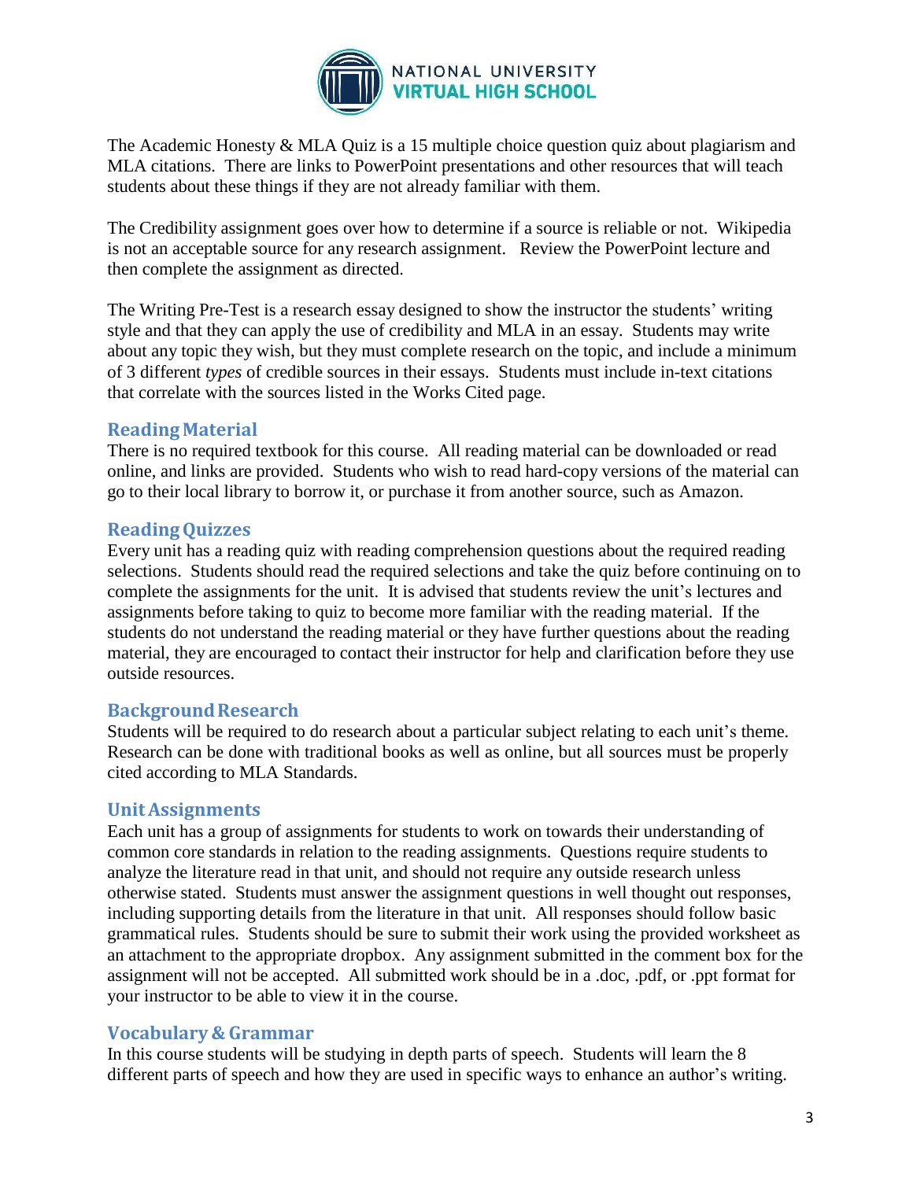The Academic Honesty & MLA Quiz is a 15 multiple choice question quiz about plagiarism and MLA citations. There are links to PowerPoint presentations and other resources that will teach students about these things if they are not already familiar with them.

The Credibility assignment goes over how to determine if a source is reliable or not. Wikipedia is not an acceptable source for any research assignment. Review the PowerPoint lecture and then complete the assignment as directed.

The Writing Pre-Test is a research essay designed to show the instructor the students' writing style and that they can apply the use of credibility and MLA in an essay. Students may write about any topic they wish, but they must complete research on the topic, and include a minimum of 3 different *types* of credible sources in their essays. Students must include in-text citations that correlate with the sources listed in the Works Cited page.

## Reading Material

There is no required textbook for this course. All reading material can be downloaded or read online, and links are provided. Students who wish to read hard-copy versions of the material can go to their local library to borrow it, or purchase it from another source, such as Amazon.

## Reading Quizzes

Every unit has a reading quiz with reading comprehension questions about the required reading selections. Students should read the required selections and take the quiz before continuing on to complete the assignments for the unit. It is advised that students review the unit's lectures and assignments before taking to quiz to become more familiar with the reading material. If the students do not understand the reading material or they have further questions about the reading material, they are encouraged to contact their instructor for help and clarification before they use outside resources.

## Background Research

Students will be required to do research about a particular subject relating to each unit's theme. Research can be done with traditional books as well as online, but all sources must be properly cited according to MLA Standards.

## Unit Assignments

Each unit has a group of assignments for students to work on towards their understanding of common core standards in relation to the reading assignments. Questions require students to analyze the literature read in that unit, and should not require any outside research unless otherwise stated. Students must answer the assignment questions in well thought out responses, including supporting details from the literature in that unit. All responses should follow basic grammatical rules. Students should be sure to submit their work using the provided worksheet as an attachment to the appropriate dropbox. Any assignment submitted in the comment box for the assignment will not be accepted. All submitted work should be in a .doc, .pdf, or .ppt format for your instructor to be able to view it in the course.

## Vocabulary & Grammar

In this course students will be studying in depth parts of speech. Students will learn the 8 different parts of speech and how they are used in specific ways to enhance an author's writing.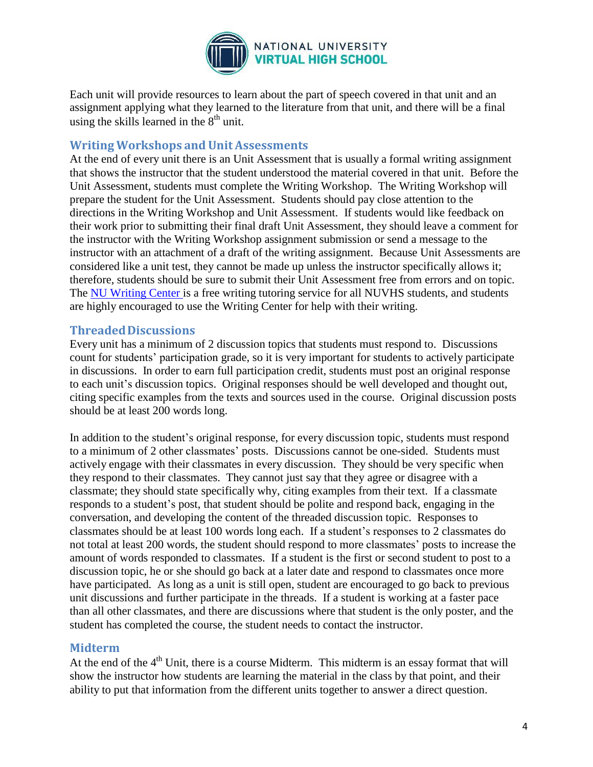Each unit will provide resources to learn about the part of speech covered in that unit and an assignment applying what they learned to the literature from that unit, and there will be a final using the skills learned in the 8th unit.

## Writing Workshops and Unit Assessments

At the end of every unit there is an Unit Assessment that is usually a formal writing assignment that shows the instructor that the student understood the material covered in that unit. Before the Unit Assessment, students must complete the Writing Workshop. The Writing Workshop will prepare the student for the Unit Assessment. Students should pay close attention to the directions in the Writing Workshop and Unit Assessment. If students would like feedback on their work prior to submitting their final draft Unit Assessment, they should leave a comment for the instructor with the Writing Workshop assignment submission or send a message to the instructor with an attachment of a draft of the writing assignment. Because Unit Assessments are considered like a unit test, they cannot be made up unless the instructor specifically allows it; therefore, students should be sure to submit their Unit Assessment free from errors and on topic. The NU Writing Center is a free writing tutoring service for all NUVHS students, and students are highly encouraged to use the Writing Center for help with their writing.

## Threaded Discussions

Every unit has a minimum of 2 discussion topics that students must respond to. Discussions count for students' participation grade, so it is very important for students to actively participate in discussions. In order to earn full participation credit, students must post an original response to each unit's discussion topics. Original responses should be well developed and thought out, citing specific examples from the texts and sources used in the course. Original discussion posts should be at least 200 words long.

In addition to the student's original response, for every discussion topic, students must respond to a minimum of 2 other classmates' posts. Discussions cannot be one-sided. Students must actively engage with their classmates in every discussion. They should be very specific when they respond to their classmates. They cannot just say that they agree or disagree with a classmate; they should state specifically why, citing examples from their text. If a classmate responds to a student's post, that student should be polite and respond back, engaging in the conversation, and developing the content of the threaded discussion topic. Responses to classmates should be at least 100 words long each. If a student's responses to 2 classmates do not total at least 200 words, the student should respond to more classmates' posts to increase the amount of words responded to classmates. If a student is the first or second student to post to a discussion topic, he or she should go back at a later date and respond to classmates once more have participated. As long as a unit is still open, student are encouraged to go back to previous unit discussions and further participate in the threads. If a student is working at a faster pace than all other classmates, and there are discussions where that student is the only poster, and the student has completed the course, the student needs to contact the instructor.

## Midterm

At the end of the 4th Unit, there is a course Midterm. This midterm is an essay format that will show the instructor how students are learning the material in the class by that point, and their ability to put that information from the different units together to answer a direct question.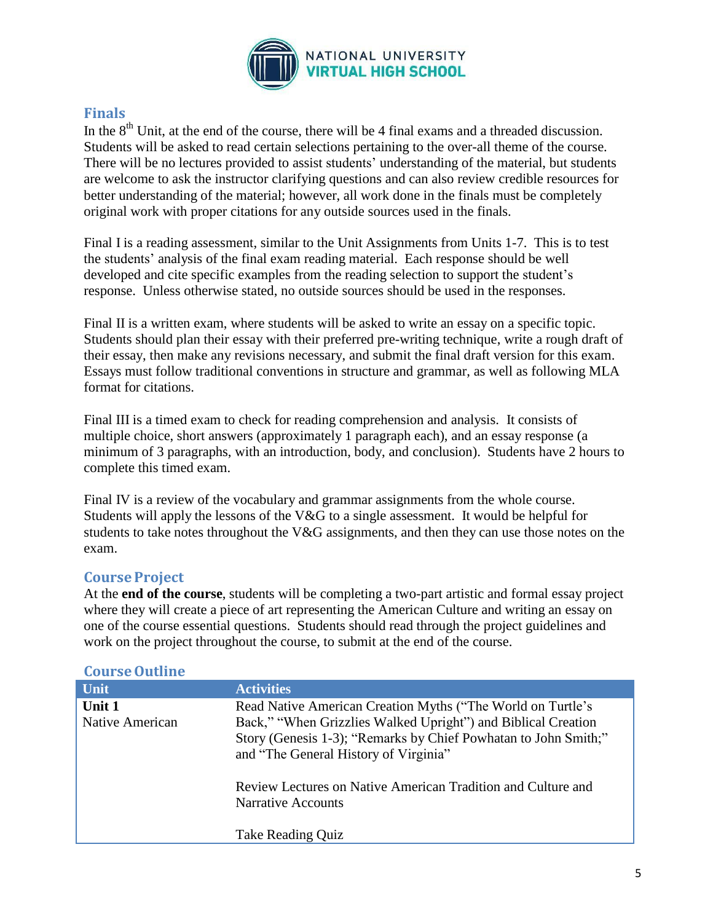## Finals

In the 8th Unit, at the end of the course, there will be 4 final exams and a threaded discussion. Students will be asked to read certain selections pertaining to the over-all theme of the course. There will be no lectures provided to assist students' understanding of the material, but students are welcome to ask the instructor clarifying questions and can also review credible resources for better understanding of the material; however, all work done in the finals must be completely original work with proper citations for any outside sources used in the finals.

Final I is a reading assessment, similar to the Unit Assignments from Units 1-7. This is to test the students' analysis of the final exam reading material. Each response should be well developed and cite specific examples from the reading selection to support the student's response. Unless otherwise stated, no outside sources should be used in the responses.

Final II is a written exam, where students will be asked to write an essay on a specific topic. Students should plan their essay with their preferred pre-writing technique, write a rough draft of their essay, then make any revisions necessary, and submit the final draft version for this exam. Essays must follow traditional conventions in structure and grammar, as well as following MLA format for citations.

Final III is a timed exam to check for reading comprehension and analysis. It consists of multiple choice, short answers (approximately 1 paragraph each), and an essay response (a minimum of 3 paragraphs, with an introduction, body, and conclusion). Students have 2 hours to complete this timed exam.

Final IV is a review of the vocabulary and grammar assignments from the whole course. Students will apply the lessons of the V&G to a single assessment. It would be helpful for students to take notes throughout the V&G assignments, and then they can use those notes on the exam.

## Course Project

At the **end of the course**, students will be completing a two-part artistic and formal essay project where they will create a piece of art representing the American Culture and writing an essay on one of the course essential questions. Students should read through the project guidelines and work on the project throughout the course, to submit at the end of the course.

## Course Outline

| Unit | Activities |
|---|---|
| **Unit 1**<br>Native American | Read Native American Creation Myths ("The World on Turtle's Back," "When Grizzlies Walked Upright") and Biblical Creation Story (Genesis 1-3); "Remarks by Chief Powhatan to John Smith;" and "The General History of Virginia"<br><br>Review Lectures on Native American Tradition and Culture and Narrative Accounts<br><br>Take Reading Quiz |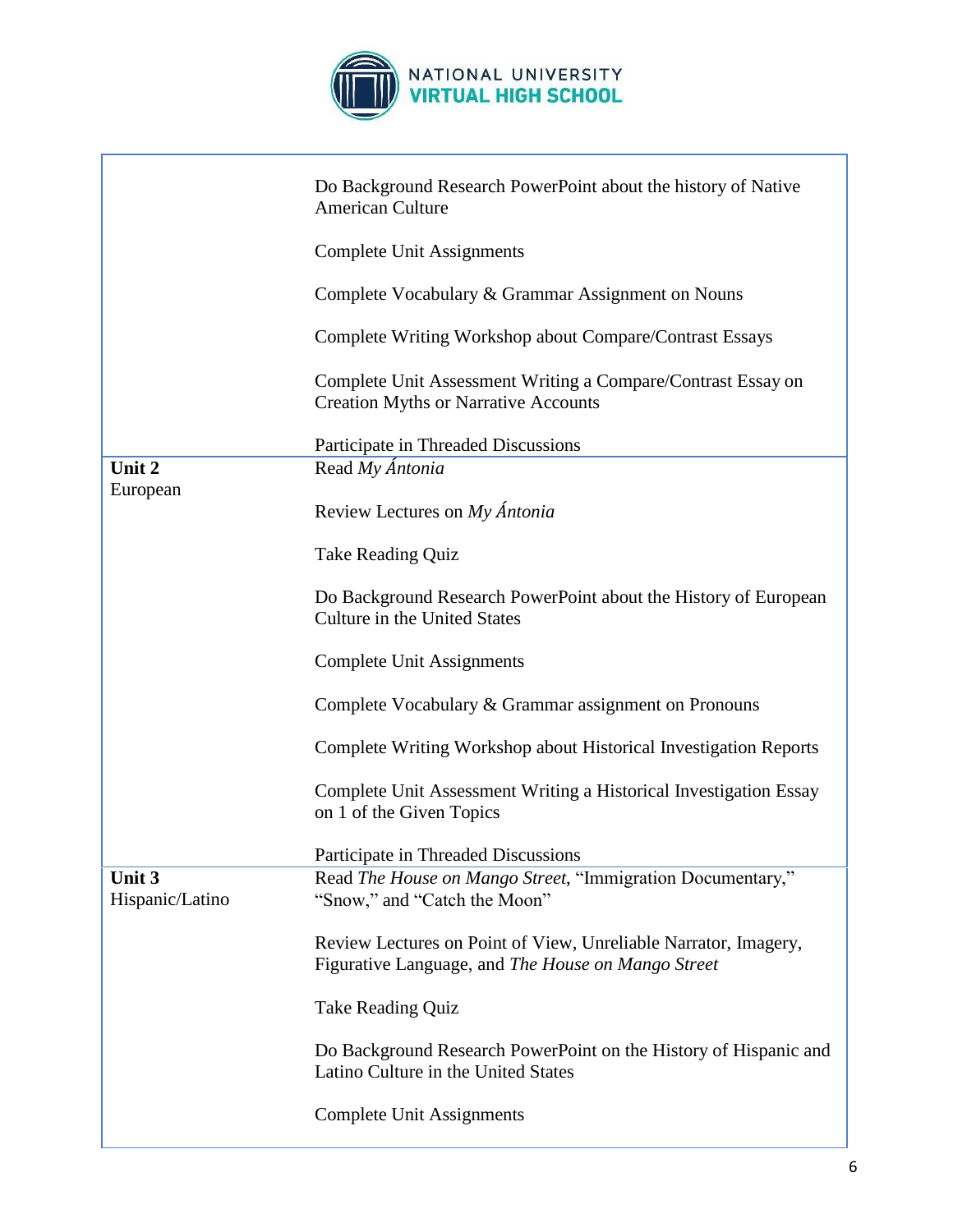| | |
|---|---|
| | Do Background Research PowerPoint about the history of Native American Culture<br><br>Complete Unit Assignments<br><br>Complete Vocabulary & Grammar Assignment on Nouns<br><br>Complete Writing Workshop about Compare/Contrast Essays<br><br>Complete Unit Assessment Writing a Compare/Contrast Essay on Creation Myths or Narrative Accounts<br><br>Participate in Threaded Discussions |
| **Unit 2**<br>European | Read *My Ántonia*<br><br>Review Lectures on *My Ántonia*<br><br>Take Reading Quiz<br><br>Do Background Research PowerPoint about the History of European Culture in the United States<br><br>Complete Unit Assignments<br><br>Complete Vocabulary & Grammar assignment on Pronouns<br><br>Complete Writing Workshop about Historical Investigation Reports<br><br>Complete Unit Assessment Writing a Historical Investigation Essay on 1 of the Given Topics<br><br>Participate in Threaded Discussions |
| **Unit 3**<br>Hispanic/Latino | Read *The House on Mango Street*, "Immigration Documentary," "Snow," and "Catch the Moon"<br><br>Review Lectures on Point of View, Unreliable Narrator, Imagery, Figurative Language, and *The House on Mango Street*<br><br>Take Reading Quiz<br><br>Do Background Research PowerPoint on the History of Hispanic and Latino Culture in the United States<br><br>Complete Unit Assignments |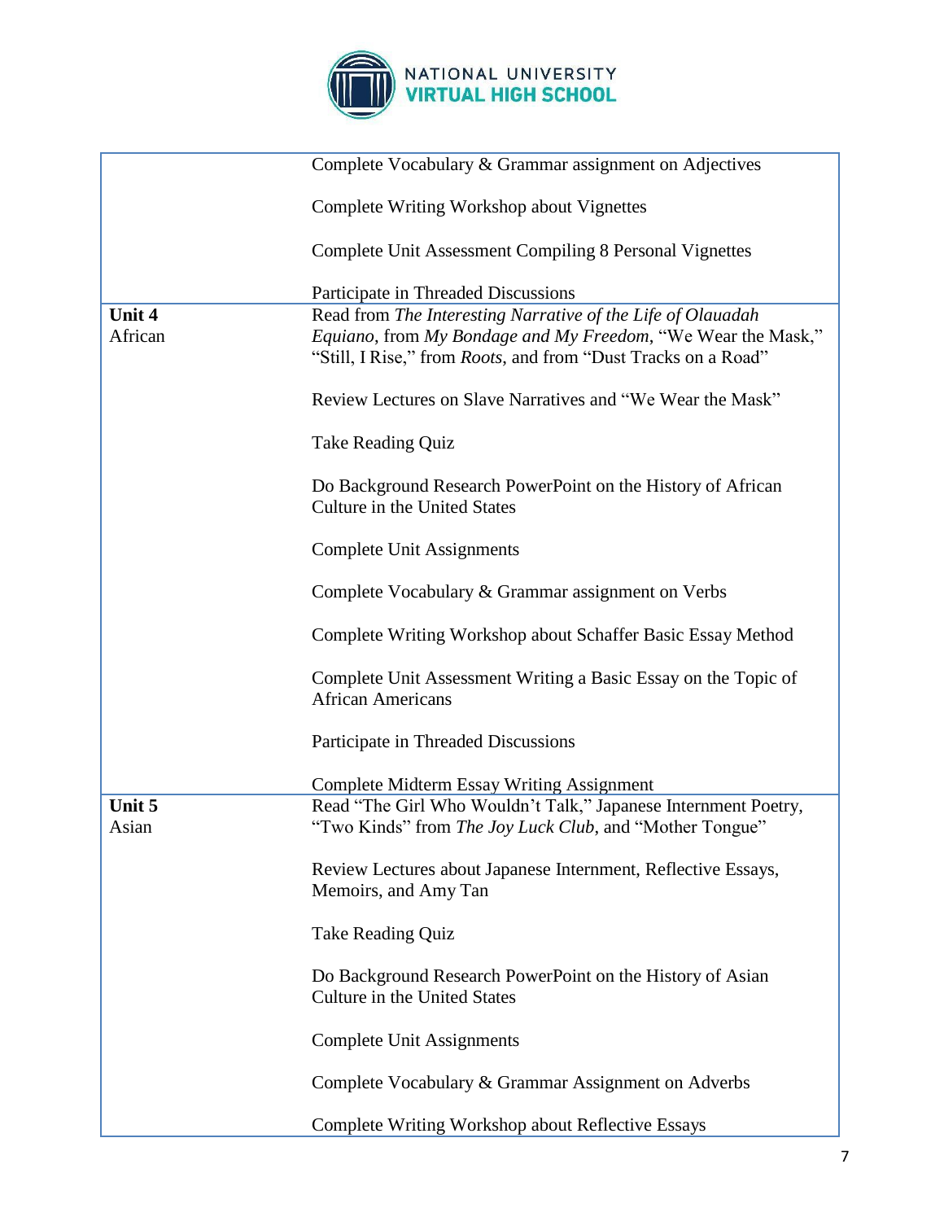| | |
|---|---|
| | Complete Vocabulary & Grammar assignment on Adjectives<br><br>Complete Writing Workshop about Vignettes<br><br>Complete Unit Assessment Compiling 8 Personal Vignettes<br><br>Participate in Threaded Discussions |
| **Unit 4**<br>African | Read from *The Interesting Narrative of the Life of Olauadah Equiano*, from *My Bondage and My Freedom*, "We Wear the Mask," "Still, I Rise," from *Roots*, and from "Dust Tracks on a Road"<br><br>Review Lectures on Slave Narratives and "We Wear the Mask"<br><br>Take Reading Quiz<br><br>Do Background Research PowerPoint on the History of African Culture in the United States<br><br>Complete Unit Assignments<br><br>Complete Vocabulary & Grammar assignment on Verbs<br><br>Complete Writing Workshop about Schaffer Basic Essay Method<br><br>Complete Unit Assessment Writing a Basic Essay on the Topic of African Americans<br><br>Participate in Threaded Discussions<br><br>Complete Midterm Essay Writing Assignment |
| **Unit 5**<br>Asian | Read "The Girl Who Wouldn't Talk," Japanese Internment Poetry, "Two Kinds" from *The Joy Luck Club*, and "Mother Tongue"<br><br>Review Lectures about Japanese Internment, Reflective Essays, Memoirs, and Amy Tan<br><br>Take Reading Quiz<br><br>Do Background Research PowerPoint on the History of Asian Culture in the United States<br><br>Complete Unit Assignments<br><br>Complete Vocabulary & Grammar Assignment on Adverbs<br><br>Complete Writing Workshop about Reflective Essays |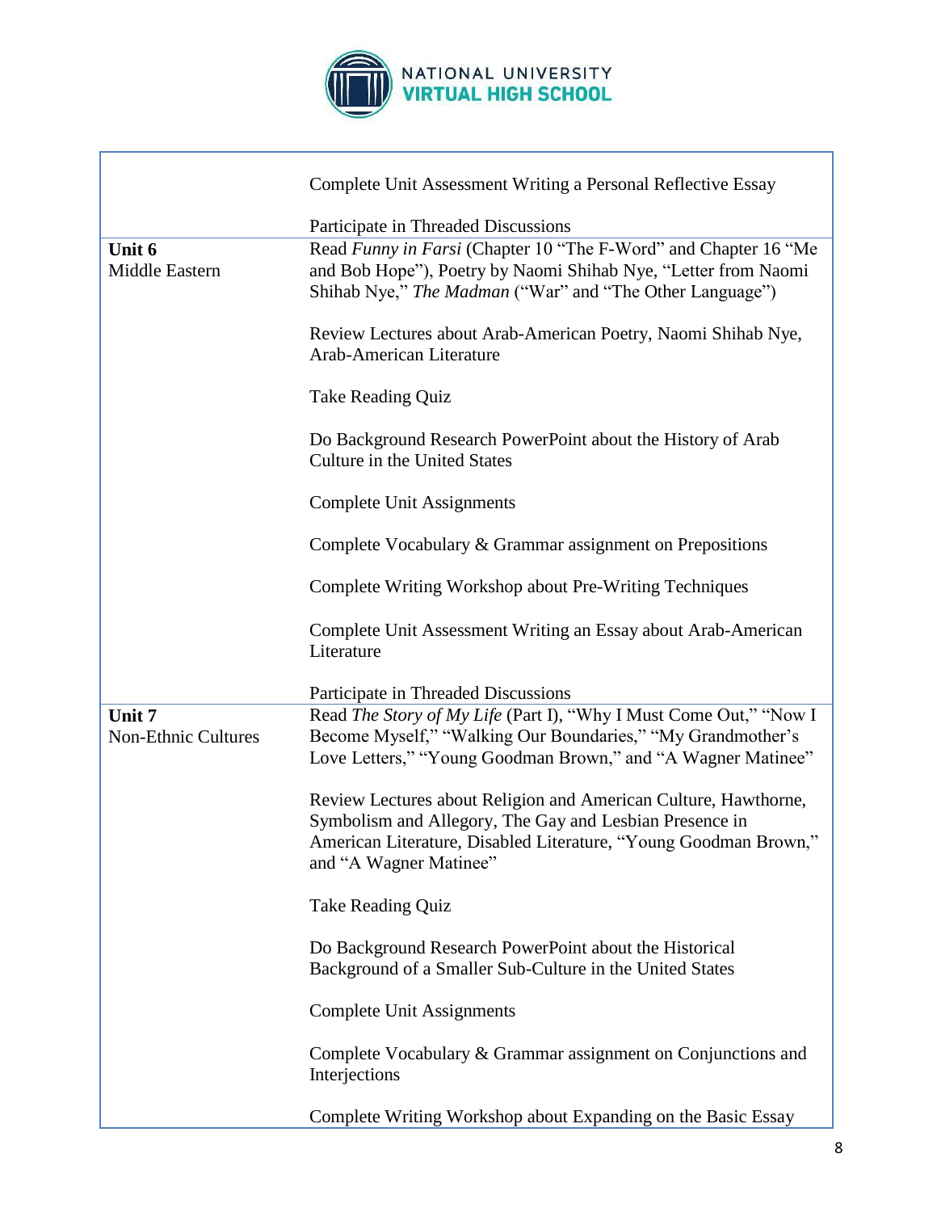| | |
|---|---|
| | Complete Unit Assessment Writing a Personal Reflective Essay<br><br>Participate in Threaded Discussions |
| **Unit 6**<br>Middle Eastern | Read *Funny in Farsi* (Chapter 10 "The F-Word" and Chapter 16 "Me and Bob Hope"), Poetry by Naomi Shihab Nye, "Letter from Naomi Shihab Nye," *The Madman* ("War" and "The Other Language")<br><br>Review Lectures about Arab-American Poetry, Naomi Shihab Nye, Arab-American Literature<br><br>Take Reading Quiz<br><br>Do Background Research PowerPoint about the History of Arab Culture in the United States<br><br>Complete Unit Assignments<br><br>Complete Vocabulary & Grammar assignment on Prepositions<br><br>Complete Writing Workshop about Pre-Writing Techniques<br><br>Complete Unit Assessment Writing an Essay about Arab-American Literature<br><br>Participate in Threaded Discussions |
| **Unit 7**<br>Non-Ethnic Cultures | Read *The Story of My Life* (Part I), "Why I Must Come Out," "Now I Become Myself," "Walking Our Boundaries," "My Grandmother's Love Letters," "Young Goodman Brown," and "A Wagner Matinee"<br><br>Review Lectures about Religion and American Culture, Hawthorne, Symbolism and Allegory, The Gay and Lesbian Presence in American Literature, Disabled Literature, "Young Goodman Brown," and "A Wagner Matinee"<br><br>Take Reading Quiz<br><br>Do Background Research PowerPoint about the Historical Background of a Smaller Sub-Culture in the United States<br><br>Complete Unit Assignments<br><br>Complete Vocabulary & Grammar assignment on Conjunctions and Interjections<br><br>Complete Writing Workshop about Expanding on the Basic Essay |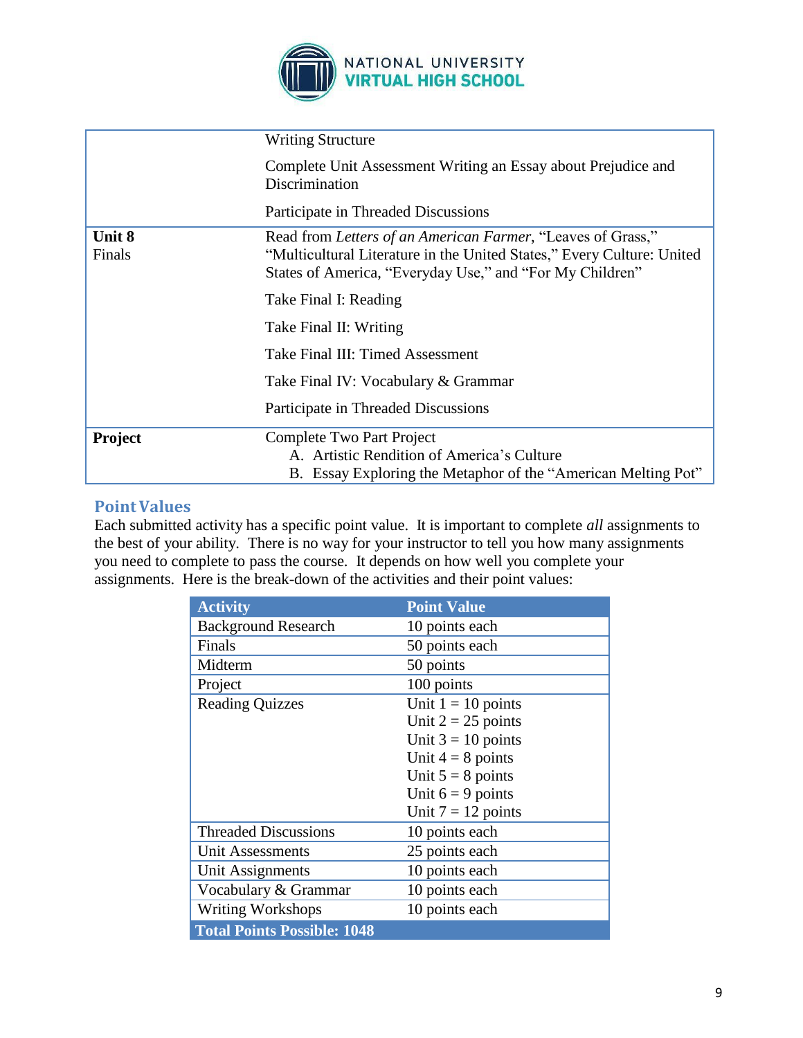| | |
|---|---|
| | Writing Structure<br><br>Complete Unit Assessment Writing an Essay about Prejudice and Discrimination<br><br>Participate in Threaded Discussions |
| **Unit 8**<br>Finals | Read from *Letters of an American Farmer*, "Leaves of Grass," "Multicultural Literature in the United States," Every Culture: United States of America, "Everyday Use," and "For My Children"<br><br>Take Final I: Reading<br><br>Take Final II: Writing<br><br>Take Final III: Timed Assessment<br><br>Take Final IV: Vocabulary & Grammar<br><br>Participate in Threaded Discussions |
| **Project** | Complete Two Part Project<br>A. Artistic Rendition of America's Culture<br>B. Essay Exploring the Metaphor of the "American Melting Pot" |

## Point Values

Each submitted activity has a specific point value. It is important to complete *all* assignments to the best of your ability. There is no way for your instructor to tell you how many assignments you need to complete to pass the course. It depends on how well you complete your assignments. Here is the break-down of the activities and their point values:

| Activity | Point Value |
|---|---|
| Background Research | 10 points each |
| Finals | 50 points each |
| Midterm | 50 points |
| Project | 100 points |
| Reading Quizzes | Unit 1 = 10 points<br>Unit 2 = 25 points<br>Unit 3 = 10 points<br>Unit 4 = 8 points<br>Unit 5 = 8 points<br>Unit 6 = 9 points<br>Unit 7 = 12 points |
| Threaded Discussions | 10 points each |
| Unit Assessments | 25 points each |
| Unit Assignments | 10 points each |
| Vocabulary & Grammar | 10 points each |
| Writing Workshops | 10 points each |
| **Total Points Possible: 1048** | |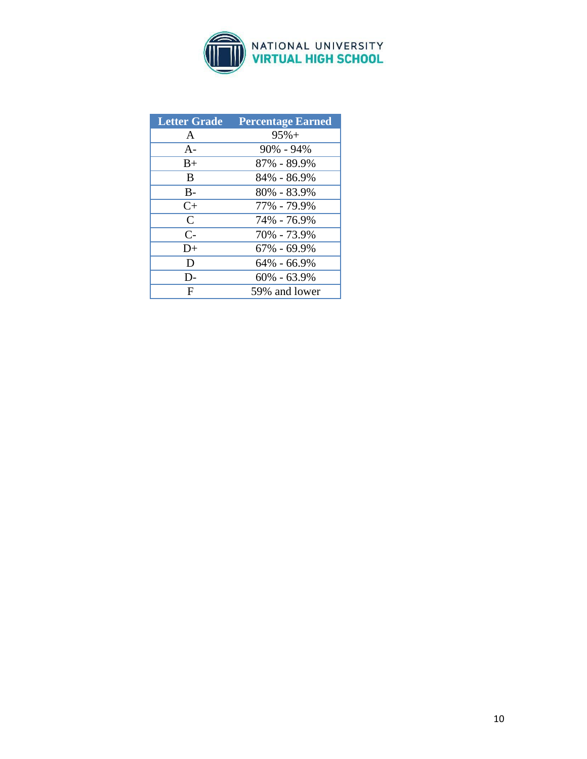NATIONAL UNIVERSITY
VIRTUAL HIGH SCHOOL

| Letter Grade | Percentage Earned |
|---|---|
| A | 95%+ |
| A- | 90% - 94% |
| B+ | 87% - 89.9% |
| B | 84% - 86.9% |
| B- | 80% - 83.9% |
| C+ | 77% - 79.9% |
| C | 74% - 76.9% |
| C- | 70% - 73.9% |
| D+ | 67% - 69.9% |
| D | 64% - 66.9% |
| D- | 60% - 63.9% |
| F | 59% and lower |